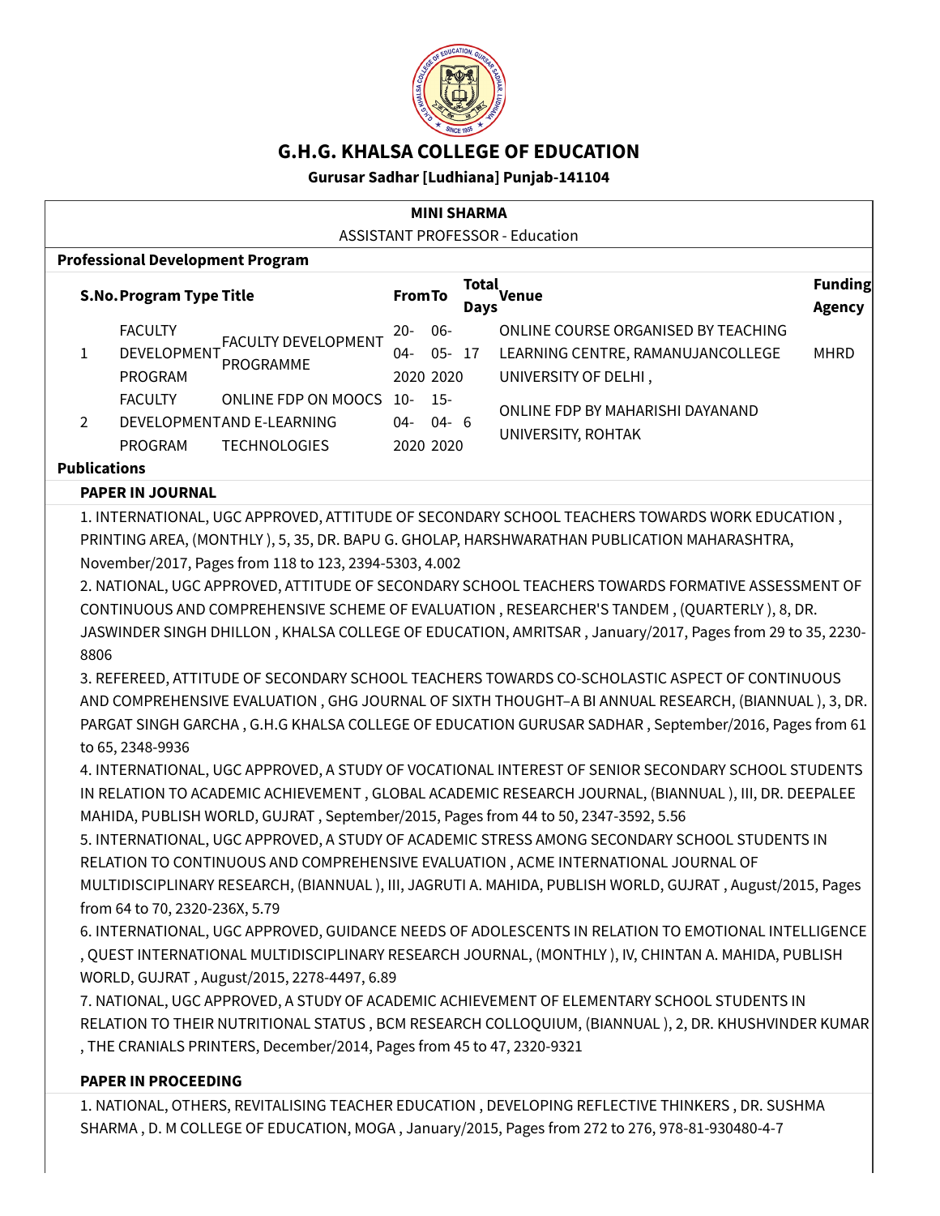# G.H.G. KHALSA COLLEGE OF EDUCATION

**Gurusar Sadhar [Ludhiana] Punjab-141104**

**MINI SHARMA**

ASSISTANT PROFESSOR - Education

**Professional Development Program**

| S.No. | Program Type | Title | From | To | Total Days | Venue | Funding Agency |
|---|---|---|---|---|---|---|---|
| 1 | FACULTY DEVELOPMENT PROGRAM | FACULTY DEVELOPMENT PROGRAMME | 20-04-2020 | 06-05-2020 | 17 | ONLINE COURSE ORGANISED BY TEACHING LEARNING CENTRE, RAMANUJANCOLLEGE UNIVERSITY OF DELHI , | MHRD |
| 2 | FACULTY DEVELOPMENT PROGRAM | ONLINE FDP ON MOOCS AND E-LEARNING TECHNOLOGIES | 10-04-2020 | 15-04-2020 | 6 | ONLINE FDP BY MAHARISHI DAYANAND UNIVERSITY, ROHTAK | |

**Publications**

**PAPER IN JOURNAL**

1. INTERNATIONAL, UGC APPROVED, ATTITUDE OF SECONDARY SCHOOL TEACHERS TOWARDS WORK EDUCATION , PRINTING AREA, (MONTHLY ), 5, 35, DR. BAPU G. GHOLAP, HARSHWARATHAN PUBLICATION MAHARASHTRA, November/2017, Pages from 118 to 123, 2394-5303, 4.002
2. NATIONAL, UGC APPROVED, ATTITUDE OF SECONDARY SCHOOL TEACHERS TOWARDS FORMATIVE ASSESSMENT OF CONTINUOUS AND COMPREHENSIVE SCHEME OF EVALUATION , RESEARCHER'S TANDEM , (QUARTERLY ), 8, DR. JASWINDER SINGH DHILLON , KHALSA COLLEGE OF EDUCATION, AMRITSAR , January/2017, Pages from 29 to 35, 2230-8806
3. REFEREED, ATTITUDE OF SECONDARY SCHOOL TEACHERS TOWARDS CO-SCHOLASTIC ASPECT OF CONTINUOUS AND COMPREHENSIVE EVALUATION , GHG JOURNAL OF SIXTH THOUGHT–A BI ANNUAL RESEARCH, (BIANNUAL ), 3, DR. PARGAT SINGH GARCHA , G.H.G KHALSA COLLEGE OF EDUCATION GURUSAR SADHAR , September/2016, Pages from 61 to 65, 2348-9936
4. INTERNATIONAL, UGC APPROVED, A STUDY OF VOCATIONAL INTEREST OF SENIOR SECONDARY SCHOOL STUDENTS IN RELATION TO ACADEMIC ACHIEVEMENT , GLOBAL ACADEMIC RESEARCH JOURNAL, (BIANNUAL ), III, DR. DEEPALEE MAHIDA, PUBLISH WORLD, GUJRAT , September/2015, Pages from 44 to 50, 2347-3592, 5.56
5. INTERNATIONAL, UGC APPROVED, A STUDY OF ACADEMIC STRESS AMONG SECONDARY SCHOOL STUDENTS IN RELATION TO CONTINUOUS AND COMPREHENSIVE EVALUATION , ACME INTERNATIONAL JOURNAL OF MULTIDISCIPLINARY RESEARCH, (BIANNUAL ), III, JAGRUTI A. MAHIDA, PUBLISH WORLD, GUJRAT , August/2015, Pages from 64 to 70, 2320-236X, 5.79
6. INTERNATIONAL, UGC APPROVED, GUIDANCE NEEDS OF ADOLESCENTS IN RELATION TO EMOTIONAL INTELLIGENCE , QUEST INTERNATIONAL MULTIDISCIPLINARY RESEARCH JOURNAL, (MONTHLY ), IV, CHINTAN A. MAHIDA, PUBLISH WORLD, GUJRAT , August/2015, 2278-4497, 6.89
7. NATIONAL, UGC APPROVED, A STUDY OF ACADEMIC ACHIEVEMENT OF ELEMENTARY SCHOOL STUDENTS IN RELATION TO THEIR NUTRITIONAL STATUS , BCM RESEARCH COLLOQUIUM, (BIANNUAL ), 2, DR. KHUSHVINDER KUMAR , THE CRANIALS PRINTERS, December/2014, Pages from 45 to 47, 2320-9321

**PAPER IN PROCEEDING**

1. NATIONAL, OTHERS, REVITALISING TEACHER EDUCATION , DEVELOPING REFLECTIVE THINKERS , DR. SUSHMA SHARMA , D. M COLLEGE OF EDUCATION, MOGA , January/2015, Pages from 272 to 276, 978-81-930480-4-7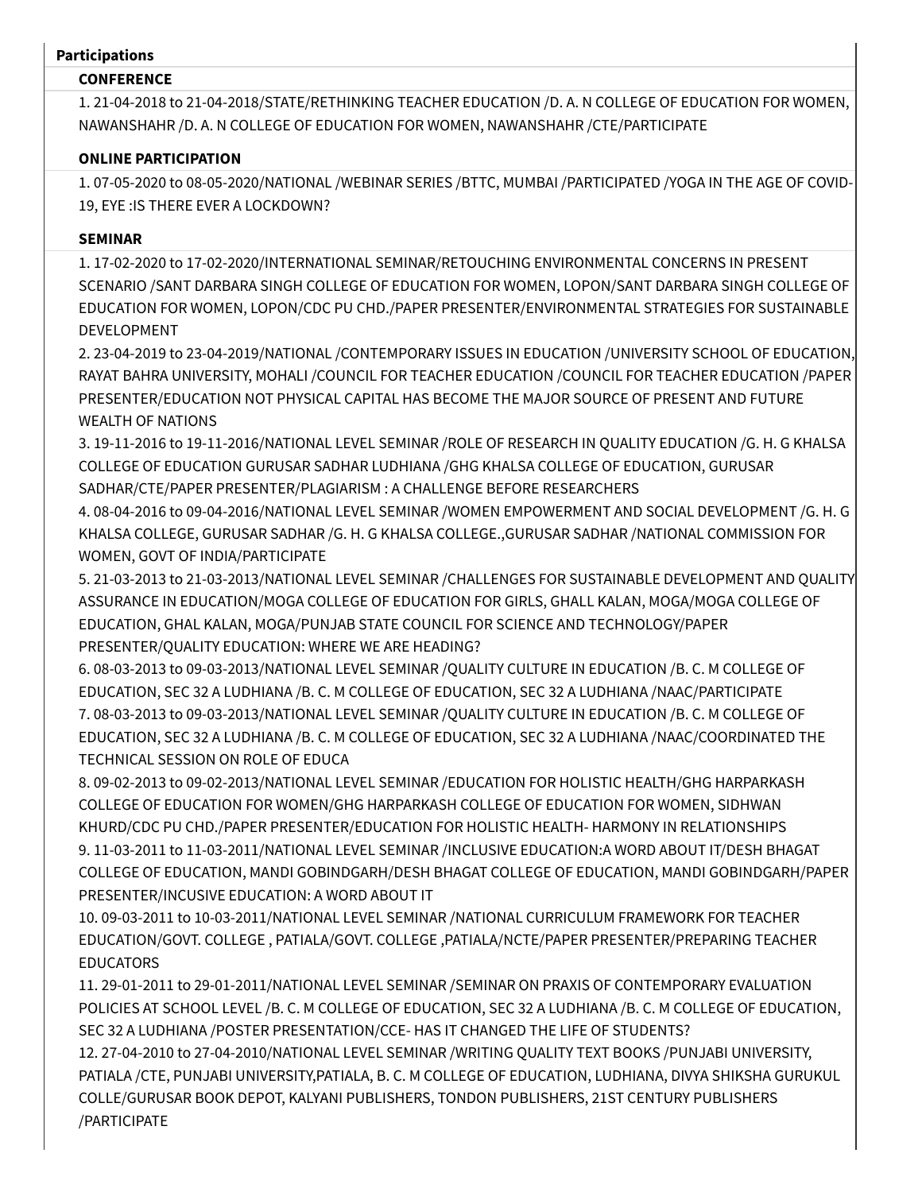**Participations**

**CONFERENCE**

1. 21-04-2018 to 21-04-2018/STATE/RETHINKING TEACHER EDUCATION /D. A. N COLLEGE OF EDUCATION FOR WOMEN, NAWANSHAHR /D. A. N COLLEGE OF EDUCATION FOR WOMEN, NAWANSHAHR /CTE/PARTICIPATE

**ONLINE PARTICIPATION**

1. 07-05-2020 to 08-05-2020/NATIONAL /WEBINAR SERIES /BTTC, MUMBAI /PARTICIPATED /YOGA IN THE AGE OF COVID-19, EYE :IS THERE EVER A LOCKDOWN?

**SEMINAR**

1. 17-02-2020 to 17-02-2020/INTERNATIONAL SEMINAR/RETOUCHING ENVIRONMENTAL CONCERNS IN PRESENT SCENARIO /SANT DARBARA SINGH COLLEGE OF EDUCATION FOR WOMEN, LOPON/SANT DARBARA SINGH COLLEGE OF EDUCATION FOR WOMEN, LOPON/CDC PU CHD./PAPER PRESENTER/ENVIRONMENTAL STRATEGIES FOR SUSTAINABLE DEVELOPMENT
2. 23-04-2019 to 23-04-2019/NATIONAL /CONTEMPORARY ISSUES IN EDUCATION /UNIVERSITY SCHOOL OF EDUCATION, RAYAT BAHRA UNIVERSITY, MOHALI /COUNCIL FOR TEACHER EDUCATION /COUNCIL FOR TEACHER EDUCATION /PAPER PRESENTER/EDUCATION NOT PHYSICAL CAPITAL HAS BECOME THE MAJOR SOURCE OF PRESENT AND FUTURE WEALTH OF NATIONS
3. 19-11-2016 to 19-11-2016/NATIONAL LEVEL SEMINAR /ROLE OF RESEARCH IN QUALITY EDUCATION /G. H. G KHALSA COLLEGE OF EDUCATION GURUSAR SADHAR LUDHIANA /GHG KHALSA COLLEGE OF EDUCATION, GURUSAR SADHAR/CTE/PAPER PRESENTER/PLAGIARISM : A CHALLENGE BEFORE RESEARCHERS
4. 08-04-2016 to 09-04-2016/NATIONAL LEVEL SEMINAR /WOMEN EMPOWERMENT AND SOCIAL DEVELOPMENT /G. H. G KHALSA COLLEGE, GURUSAR SADHAR /G. H. G KHALSA COLLEGE.,GURUSAR SADHAR /NATIONAL COMMISSION FOR WOMEN, GOVT OF INDIA/PARTICIPATE
5. 21-03-2013 to 21-03-2013/NATIONAL LEVEL SEMINAR /CHALLENGES FOR SUSTAINABLE DEVELOPMENT AND QUALITY ASSURANCE IN EDUCATION/MOGA COLLEGE OF EDUCATION FOR GIRLS, GHALL KALAN, MOGA/MOGA COLLEGE OF EDUCATION, GHAL KALAN, MOGA/PUNJAB STATE COUNCIL FOR SCIENCE AND TECHNOLOGY/PAPER PRESENTER/QUALITY EDUCATION: WHERE WE ARE HEADING?
6. 08-03-2013 to 09-03-2013/NATIONAL LEVEL SEMINAR /QUALITY CULTURE IN EDUCATION /B. C. M COLLEGE OF EDUCATION, SEC 32 A LUDHIANA /B. C. M COLLEGE OF EDUCATION, SEC 32 A LUDHIANA /NAAC/PARTICIPATE
7. 08-03-2013 to 09-03-2013/NATIONAL LEVEL SEMINAR /QUALITY CULTURE IN EDUCATION /B. C. M COLLEGE OF EDUCATION, SEC 32 A LUDHIANA /B. C. M COLLEGE OF EDUCATION, SEC 32 A LUDHIANA /NAAC/COORDINATED THE TECHNICAL SESSION ON ROLE OF EDUCA
8. 09-02-2013 to 09-02-2013/NATIONAL LEVEL SEMINAR /EDUCATION FOR HOLISTIC HEALTH/GHG HARPARKASH COLLEGE OF EDUCATION FOR WOMEN/GHG HARPARKASH COLLEGE OF EDUCATION FOR WOMEN, SIDHWAN KHURD/CDC PU CHD./PAPER PRESENTER/EDUCATION FOR HOLISTIC HEALTH- HARMONY IN RELATIONSHIPS
9. 11-03-2011 to 11-03-2011/NATIONAL LEVEL SEMINAR /INCLUSIVE EDUCATION:A WORD ABOUT IT/DESH BHAGAT COLLEGE OF EDUCATION, MANDI GOBINDGARH/DESH BHAGAT COLLEGE OF EDUCATION, MANDI GOBINDGARH/PAPER PRESENTER/INCUSIVE EDUCATION: A WORD ABOUT IT
10. 09-03-2011 to 10-03-2011/NATIONAL LEVEL SEMINAR /NATIONAL CURRICULUM FRAMEWORK FOR TEACHER EDUCATION/GOVT. COLLEGE , PATIALA/GOVT. COLLEGE ,PATIALA/NCTE/PAPER PRESENTER/PREPARING TEACHER EDUCATORS
11. 29-01-2011 to 29-01-2011/NATIONAL LEVEL SEMINAR /SEMINAR ON PRAXIS OF CONTEMPORARY EVALUATION POLICIES AT SCHOOL LEVEL /B. C. M COLLEGE OF EDUCATION, SEC 32 A LUDHIANA /B. C. M COLLEGE OF EDUCATION, SEC 32 A LUDHIANA /POSTER PRESENTATION/CCE- HAS IT CHANGED THE LIFE OF STUDENTS?
12. 27-04-2010 to 27-04-2010/NATIONAL LEVEL SEMINAR /WRITING QUALITY TEXT BOOKS /PUNJABI UNIVERSITY, PATIALA /CTE, PUNJABI UNIVERSITY,PATIALA, B. C. M COLLEGE OF EDUCATION, LUDHIANA, DIVYA SHIKSHA GURUKUL COLLE/GURUSAR BOOK DEPOT, KALYANI PUBLISHERS, TONDON PUBLISHERS, 21ST CENTURY PUBLISHERS /PARTICIPATE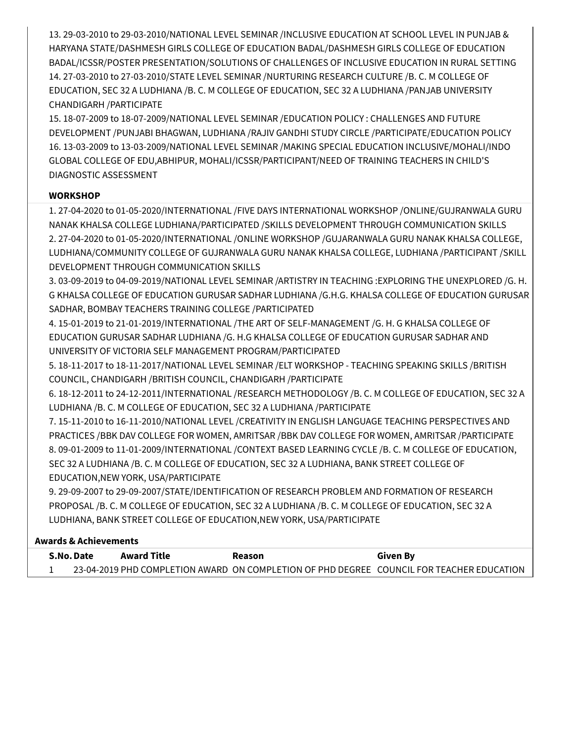13. 29-03-2010 to 29-03-2010/NATIONAL LEVEL SEMINAR /INCLUSIVE EDUCATION AT SCHOOL LEVEL IN PUNJAB & HARYANA STATE/DASHMESH GIRLS COLLEGE OF EDUCATION BADAL/DASHMESH GIRLS COLLEGE OF EDUCATION BADAL/ICSSR/POSTER PRESENTATION/SOLUTIONS OF CHALLENGES OF INCLUSIVE EDUCATION IN RURAL SETTING
14. 27-03-2010 to 27-03-2010/STATE LEVEL SEMINAR /NURTURING RESEARCH CULTURE /B. C. M COLLEGE OF EDUCATION, SEC 32 A LUDHIANA /B. C. M COLLEGE OF EDUCATION, SEC 32 A LUDHIANA /PANJAB UNIVERSITY CHANDIGARH /PARTICIPATE
15. 18-07-2009 to 18-07-2009/NATIONAL LEVEL SEMINAR /EDUCATION POLICY : CHALLENGES AND FUTURE DEVELOPMENT /PUNJABI BHAGWAN, LUDHIANA /RAJIV GANDHI STUDY CIRCLE /PARTICIPATE/EDUCATION POLICY
16. 13-03-2009 to 13-03-2009/NATIONAL LEVEL SEMINAR /MAKING SPECIAL EDUCATION INCLUSIVE/MOHALI/INDO GLOBAL COLLEGE OF EDU,ABHIPUR, MOHALI/ICSSR/PARTICIPANT/NEED OF TRAINING TEACHERS IN CHILD'S DIAGNOSTIC ASSESSMENT

**WORKSHOP**

1. 27-04-2020 to 01-05-2020/INTERNATIONAL /FIVE DAYS INTERNATIONAL WORKSHOP /ONLINE/GUJRANWALA GURU NANAK KHALSA COLLEGE LUDHIANA/PARTICIPATED /SKILLS DEVELOPMENT THROUGH COMMUNICATION SKILLS
2. 27-04-2020 to 01-05-2020/INTERNATIONAL /ONLINE WORKSHOP /GUJARANWALA GURU NANAK KHALSA COLLEGE, LUDHIANA/COMMUNITY COLLEGE OF GUJRANWALA GURU NANAK KHALSA COLLEGE, LUDHIANA /PARTICIPANT /SKILL DEVELOPMENT THROUGH COMMUNICATION SKILLS
3. 03-09-2019 to 04-09-2019/NATIONAL LEVEL SEMINAR /ARTISTRY IN TEACHING :EXPLORING THE UNEXPLORED /G. H. G KHALSA COLLEGE OF EDUCATION GURUSAR SADHAR LUDHIANA /G.H.G. KHALSA COLLEGE OF EDUCATION GURUSAR SADHAR, BOMBAY TEACHERS TRAINING COLLEGE /PARTICIPATED
4. 15-01-2019 to 21-01-2019/INTERNATIONAL /THE ART OF SELF-MANAGEMENT /G. H. G KHALSA COLLEGE OF EDUCATION GURUSAR SADHAR LUDHIANA /G. H.G KHALSA COLLEGE OF EDUCATION GURUSAR SADHAR AND UNIVERSITY OF VICTORIA SELF MANAGEMENT PROGRAM/PARTICIPATED
5. 18-11-2017 to 18-11-2017/NATIONAL LEVEL SEMINAR /ELT WORKSHOP - TEACHING SPEAKING SKILLS /BRITISH COUNCIL, CHANDIGARH /BRITISH COUNCIL, CHANDIGARH /PARTICIPATE
6. 18-12-2011 to 24-12-2011/INTERNATIONAL /RESEARCH METHODOLOGY /B. C. M COLLEGE OF EDUCATION, SEC 32 A LUDHIANA /B. C. M COLLEGE OF EDUCATION, SEC 32 A LUDHIANA /PARTICIPATE
7. 15-11-2010 to 16-11-2010/NATIONAL LEVEL /CREATIVITY IN ENGLISH LANGUAGE TEACHING PERSPECTIVES AND PRACTICES /BBK DAV COLLEGE FOR WOMEN, AMRITSAR /BBK DAV COLLEGE FOR WOMEN, AMRITSAR /PARTICIPATE
8. 09-01-2009 to 11-01-2009/INTERNATIONAL /CONTEXT BASED LEARNING CYCLE /B. C. M COLLEGE OF EDUCATION, SEC 32 A LUDHIANA /B. C. M COLLEGE OF EDUCATION, SEC 32 A LUDHIANA, BANK STREET COLLEGE OF EDUCATION,NEW YORK, USA/PARTICIPATE
9. 29-09-2007 to 29-09-2007/STATE/IDENTIFICATION OF RESEARCH PROBLEM AND FORMATION OF RESEARCH PROPOSAL /B. C. M COLLEGE OF EDUCATION, SEC 32 A LUDHIANA /B. C. M COLLEGE OF EDUCATION, SEC 32 A LUDHIANA, BANK STREET COLLEGE OF EDUCATION,NEW YORK, USA/PARTICIPATE

**Awards & Achievements**

| S.No. | Date | Award Title | Reason | Given By |
|---|---|---|---|---|
| 1 | 23-04-2019 | PHD COMPLETION AWARD | ON COMPLETION OF PHD DEGREE | COUNCIL FOR TEACHER EDUCATION |